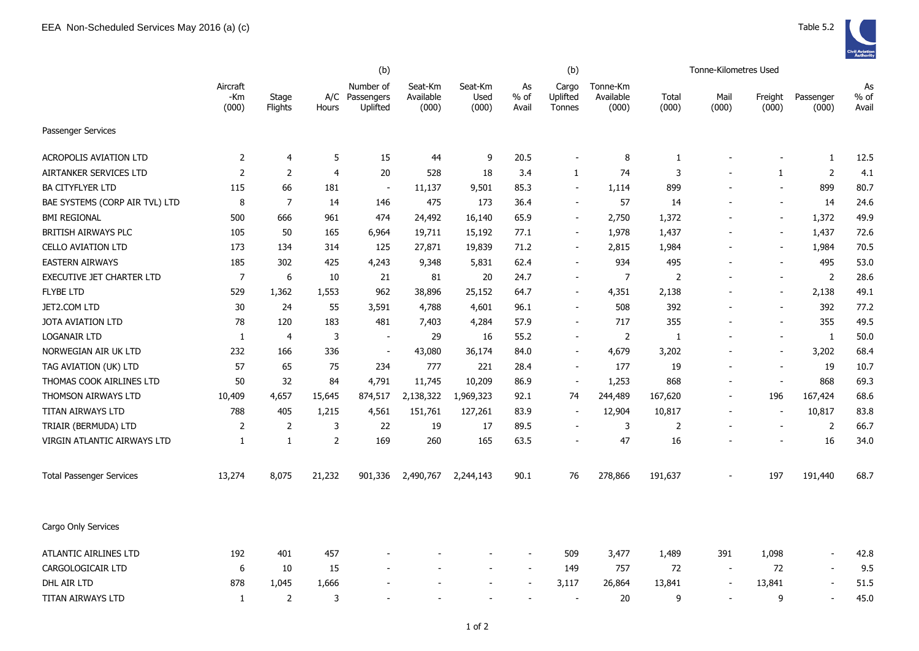# EEA Non-Scheduled Services May 2016 (a) (c)

Table 5.2

| | Aircraft -Km (000) | Stage Flights | A/C Hours | (b) Number of Passengers Uplifted | Seat-Km Available (000) | Seat-Km Used (000) | As % of Avail | (b) Cargo Uplifted Tonnes | Tonne-Km Available (000) | Tonne-Kilometres Used Total (000) | Mail (000) | Freight (000) | Passenger (000) | As % of Avail |
|---|---|---|---|---|---|---|---|---|---|---|---|---|---|---|
| **Passenger Services** | | | | | | | | | | | | | | |
| ACROPOLIS AVIATION LTD | 2 | 4 | 5 | 15 | 44 | 9 | 20.5 | - | 8 | 1 | - | - | 1 | 12.5 |
| AIRTANKER SERVICES LTD | 2 | 2 | 4 | 20 | 528 | 18 | 3.4 | 1 | 74 | 3 | - | 1 | 2 | 4.1 |
| BA CITYFLYER LTD | 115 | 66 | 181 | - | 11,137 | 9,501 | 85.3 | - | 1,114 | 899 | - | - | 899 | 80.7 |
| BAE SYSTEMS (CORP AIR TVL) LTD | 8 | 7 | 14 | 146 | 475 | 173 | 36.4 | - | 57 | 14 | - | - | 14 | 24.6 |
| BMI REGIONAL | 500 | 666 | 961 | 474 | 24,492 | 16,140 | 65.9 | - | 2,750 | 1,372 | - | - | 1,372 | 49.9 |
| BRITISH AIRWAYS PLC | 105 | 50 | 165 | 6,964 | 19,711 | 15,192 | 77.1 | - | 1,978 | 1,437 | - | - | 1,437 | 72.6 |
| CELLO AVIATION LTD | 173 | 134 | 314 | 125 | 27,871 | 19,839 | 71.2 | - | 2,815 | 1,984 | - | - | 1,984 | 70.5 |
| EASTERN AIRWAYS | 185 | 302 | 425 | 4,243 | 9,348 | 5,831 | 62.4 | - | 934 | 495 | - | - | 495 | 53.0 |
| EXECUTIVE JET CHARTER LTD | 7 | 6 | 10 | 21 | 81 | 20 | 24.7 | - | 7 | 2 | - | - | 2 | 28.6 |
| FLYBE LTD | 529 | 1,362 | 1,553 | 962 | 38,896 | 25,152 | 64.7 | - | 4,351 | 2,138 | - | - | 2,138 | 49.1 |
| JET2.COM LTD | 30 | 24 | 55 | 3,591 | 4,788 | 4,601 | 96.1 | - | 508 | 392 | - | - | 392 | 77.2 |
| JOTA AVIATION LTD | 78 | 120 | 183 | 481 | 7,403 | 4,284 | 57.9 | - | 717 | 355 | - | - | 355 | 49.5 |
| LOGANAIR LTD | 1 | 4 | 3 | - | 29 | 16 | 55.2 | - | 2 | 1 | - | - | 1 | 50.0 |
| NORWEGIAN AIR UK LTD | 232 | 166 | 336 | - | 43,080 | 36,174 | 84.0 | - | 4,679 | 3,202 | - | - | 3,202 | 68.4 |
| TAG AVIATION (UK) LTD | 57 | 65 | 75 | 234 | 777 | 221 | 28.4 | - | 177 | 19 | - | - | 19 | 10.7 |
| THOMAS COOK AIRLINES LTD | 50 | 32 | 84 | 4,791 | 11,745 | 10,209 | 86.9 | - | 1,253 | 868 | - | - | 868 | 69.3 |
| THOMSON AIRWAYS LTD | 10,409 | 4,657 | 15,645 | 874,517 | 2,138,322 | 1,969,323 | 92.1 | 74 | 244,489 | 167,620 | - | 196 | 167,424 | 68.6 |
| TITAN AIRWAYS LTD | 788 | 405 | 1,215 | 4,561 | 151,761 | 127,261 | 83.9 | - | 12,904 | 10,817 | - | - | 10,817 | 83.8 |
| TRIAIR (BERMUDA) LTD | 2 | 2 | 3 | 22 | 19 | 17 | 89.5 | - | 3 | 2 | - | - | 2 | 66.7 |
| VIRGIN ATLANTIC AIRWAYS LTD | 1 | 1 | 2 | 169 | 260 | 165 | 63.5 | - | 47 | 16 | - | - | 16 | 34.0 |
| Total Passenger Services | 13,274 | 8,075 | 21,232 | 901,336 | 2,490,767 | 2,244,143 | 90.1 | 76 | 278,866 | 191,637 | - | 197 | 191,440 | 68.7 |
| **Cargo Only Services** | | | | | | | | | | | | | | |
| ATLANTIC AIRLINES LTD | 192 | 401 | 457 | - | - | - | - | 509 | 3,477 | 1,489 | 391 | 1,098 | - | 42.8 |
| CARGOLOGICAIR LTD | 6 | 10 | 15 | - | - | - | - | 149 | 757 | 72 | - | 72 | - | 9.5 |
| DHL AIR LTD | 878 | 1,045 | 1,666 | - | - | - | - | 3,117 | 26,864 | 13,841 | - | 13,841 | - | 51.5 |
| TITAN AIRWAYS LTD | 1 | 2 | 3 | - | - | - | - | - | 20 | 9 | - | 9 | - | 45.0 |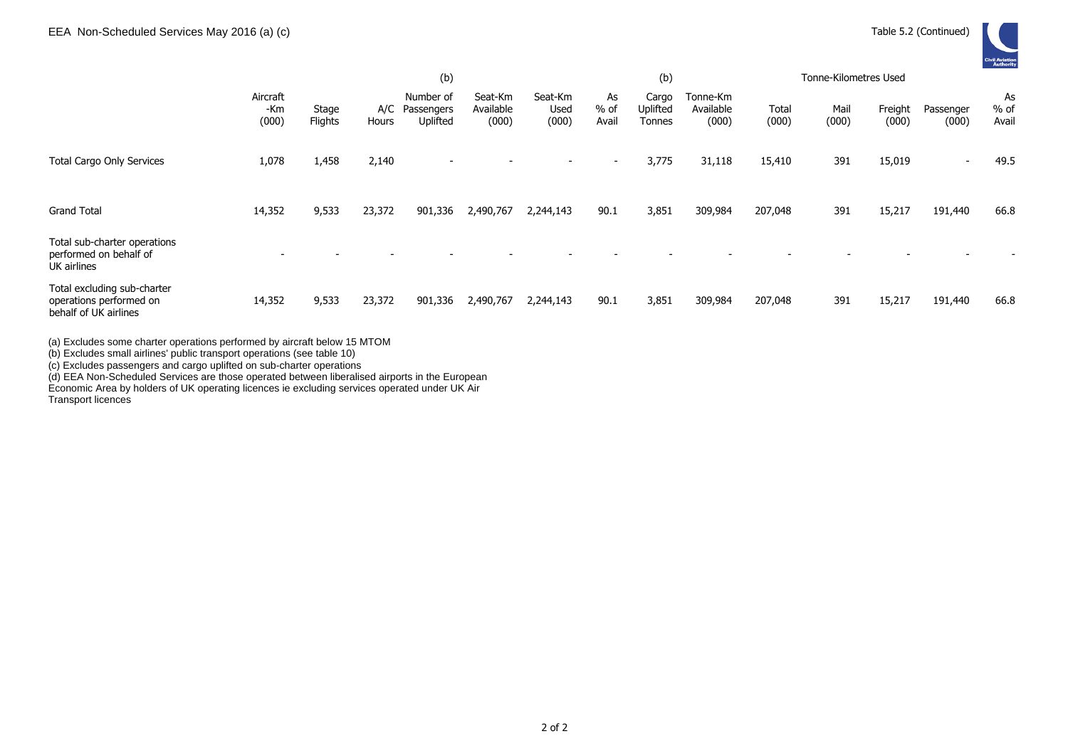EEA Non-Scheduled Services May 2016 (a) (c)

Table 5.2 (Continued)

| | Aircraft -Km (000) | Stage Flights | A/C Hours | (b) Number of Passengers Uplifted | Seat-Km Available (000) | Seat-Km Used (000) | As % of Avail | (b) Cargo Uplifted Tonnes | Tonne-Km Available (000) | Tonne-Kilometres Used Total (000) | Mail (000) | Freight (000) | Passenger (000) | As % of Avail |
|---|---|---|---|---|---|---|---|---|---|---|---|---|---|---|
| Total Cargo Only Services | 1,078 | 1,458 | 2,140 | - | - | - | - | 3,775 | 31,118 | 15,410 | 391 | 15,019 | - | 49.5 |
| Grand Total | 14,352 | 9,533 | 23,372 | 901,336 | 2,490,767 | 2,244,143 | 90.1 | 3,851 | 309,984 | 207,048 | 391 | 15,217 | 191,440 | 66.8 |
| Total sub-charter operations performed on behalf of UK airlines | - | - | - | - | - | - | - | - | - | - | - | - | - | - |
| Total excluding sub-charter operations performed on behalf of UK airlines | 14,352 | 9,533 | 23,372 | 901,336 | 2,490,767 | 2,244,143 | 90.1 | 3,851 | 309,984 | 207,048 | 391 | 15,217 | 191,440 | 66.8 |

(a) Excludes some charter operations performed by aircraft below 15 MTOM
(b) Excludes small airlines' public transport operations (see table 10)
(c) Excludes passengers and cargo uplifted on sub-charter operations
(d) EEA Non-Scheduled Services are those operated between liberalised airports in the European Economic Area by holders of UK operating licences ie excluding services operated under UK Air Transport licences